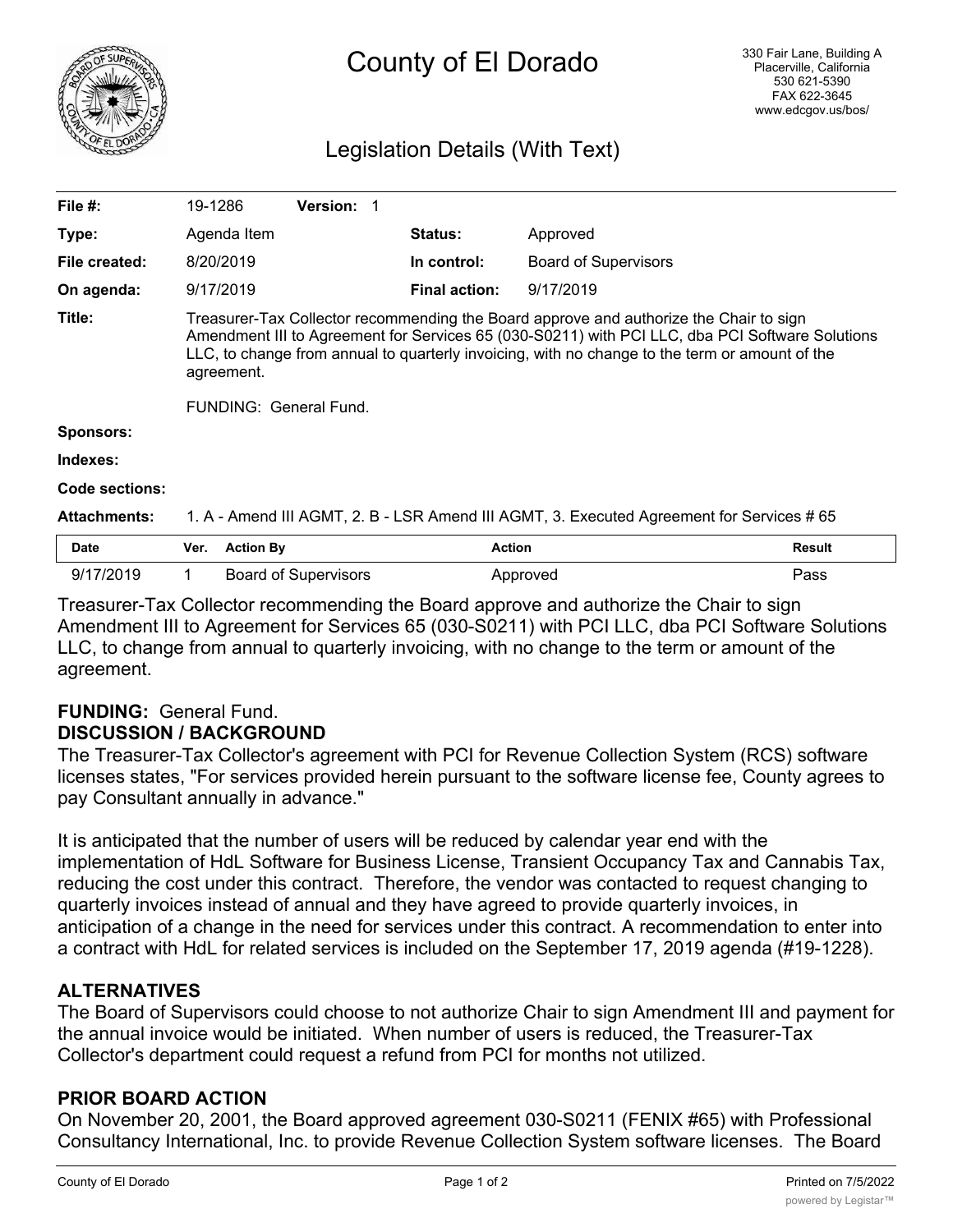# County of El Dorado

330 Fair Lane, Building A
Placerville, California
530 621-5390
FAX 622-3645
www.edcgov.us/bos/

## Legislation Details (With Text)

| | | | |
|---|---|---|---|
| **File #:** | 19-1286 **Version:** 1 | | |
| **Type:** | Agenda Item | **Status:** | Approved |
| **File created:** | 8/20/2019 | **In control:** | Board of Supervisors |
| **On agenda:** | 9/17/2019 | **Final action:** | 9/17/2019 |

**Title:** Treasurer-Tax Collector recommending the Board approve and authorize the Chair to sign Amendment III to Agreement for Services 65 (030-S0211) with PCI LLC, dba PCI Software Solutions LLC, to change from annual to quarterly invoicing, with no change to the term or amount of the agreement.

FUNDING: General Fund.

**Sponsors:**

**Indexes:**

**Code sections:**

**Attachments:** 1. A - Amend III AGMT, 2. B - LSR Amend III AGMT, 3. Executed Agreement for Services # 65

| Date | Ver. | Action By | Action | Result |
|---|---|---|---|---|
| 9/17/2019 | 1 | Board of Supervisors | Approved | Pass |

Treasurer-Tax Collector recommending the Board approve and authorize the Chair to sign Amendment III to Agreement for Services 65 (030-S0211) with PCI LLC, dba PCI Software Solutions LLC, to change from annual to quarterly invoicing, with no change to the term or amount of the agreement.

**FUNDING:** General Fund.

**DISCUSSION / BACKGROUND**

The Treasurer-Tax Collector's agreement with PCI for Revenue Collection System (RCS) software licenses states, "For services provided herein pursuant to the software license fee, County agrees to pay Consultant annually in advance."

It is anticipated that the number of users will be reduced by calendar year end with the implementation of HdL Software for Business License, Transient Occupancy Tax and Cannabis Tax, reducing the cost under this contract. Therefore, the vendor was contacted to request changing to quarterly invoices instead of annual and they have agreed to provide quarterly invoices, in anticipation of a change in the need for services under this contract. A recommendation to enter into a contract with HdL for related services is included on the September 17, 2019 agenda (#19-1228).

**ALTERNATIVES**

The Board of Supervisors could choose to not authorize Chair to sign Amendment III and payment for the annual invoice would be initiated. When number of users is reduced, the Treasurer-Tax Collector's department could request a refund from PCI for months not utilized.

**PRIOR BOARD ACTION**

On November 20, 2001, the Board approved agreement 030-S0211 (FENIX #65) with Professional Consultancy International, Inc. to provide Revenue Collection System software licenses. The Board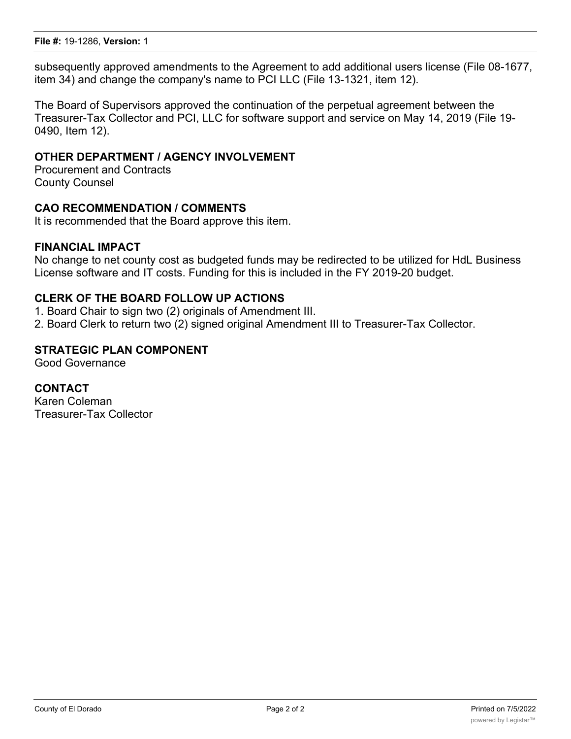subsequently approved amendments to the Agreement to add additional users license (File 08-1677, item 34) and change the company's name to PCI LLC (File 13-1321, item 12).

The Board of Supervisors approved the continuation of the perpetual agreement between the Treasurer-Tax Collector and PCI, LLC for software support and service on May 14, 2019 (File 19-0490, Item 12).

## OTHER DEPARTMENT / AGENCY INVOLVEMENT

Procurement and Contracts
County Counsel

## CAO RECOMMENDATION / COMMENTS

It is recommended that the Board approve this item.

## FINANCIAL IMPACT

No change to net county cost as budgeted funds may be redirected to be utilized for HdL Business License software and IT costs. Funding for this is included in the FY 2019-20 budget.

## CLERK OF THE BOARD FOLLOW UP ACTIONS

1. Board Chair to sign two (2) originals of Amendment III.
2. Board Clerk to return two (2) signed original Amendment III to Treasurer-Tax Collector.

## STRATEGIC PLAN COMPONENT

Good Governance

## CONTACT

Karen Coleman
Treasurer-Tax Collector